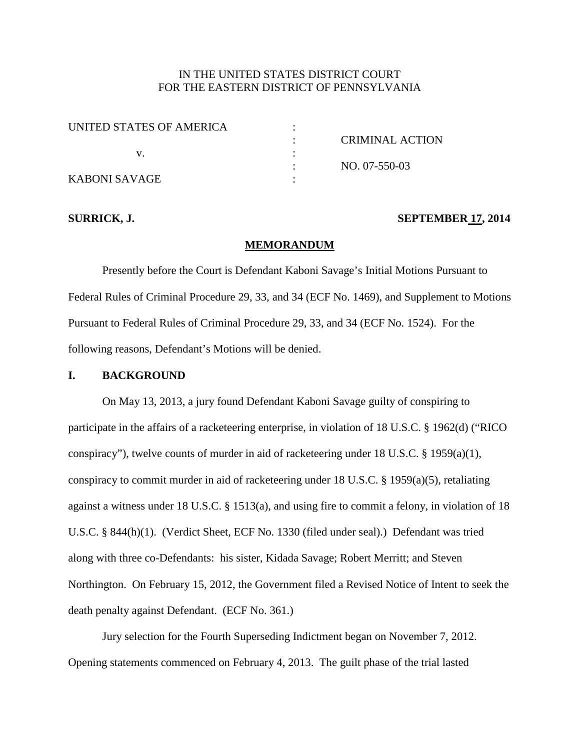IN THE UNITED STATES DISTRICT COURT
FOR THE EASTERN DISTRICT OF PENNSYLVANIA

| | | |
|---|---|---|
| UNITED STATES OF AMERICA | : | |
| | : | CRIMINAL ACTION |
| v. | : | |
| | : | NO. 07-550-03 |
| KABONI SAVAGE | : | |

**SURRICK, J.** **SEPTEMBER 17, 2014**

## MEMORANDUM

Presently before the Court is Defendant Kaboni Savage's Initial Motions Pursuant to Federal Rules of Criminal Procedure 29, 33, and 34 (ECF No. 1469), and Supplement to Motions Pursuant to Federal Rules of Criminal Procedure 29, 33, and 34 (ECF No. 1524). For the following reasons, Defendant's Motions will be denied.

## I. BACKGROUND

On May 13, 2013, a jury found Defendant Kaboni Savage guilty of conspiring to participate in the affairs of a racketeering enterprise, in violation of 18 U.S.C. § 1962(d) ("RICO conspiracy"), twelve counts of murder in aid of racketeering under 18 U.S.C. § 1959(a)(1), conspiracy to commit murder in aid of racketeering under 18 U.S.C. § 1959(a)(5), retaliating against a witness under 18 U.S.C. § 1513(a), and using fire to commit a felony, in violation of 18 U.S.C. § 844(h)(1). (Verdict Sheet, ECF No. 1330 (filed under seal).) Defendant was tried along with three co-Defendants: his sister, Kidada Savage; Robert Merritt; and Steven Northington. On February 15, 2012, the Government filed a Revised Notice of Intent to seek the death penalty against Defendant. (ECF No. 361.)

Jury selection for the Fourth Superseding Indictment began on November 7, 2012. Opening statements commenced on February 4, 2013. The guilt phase of the trial lasted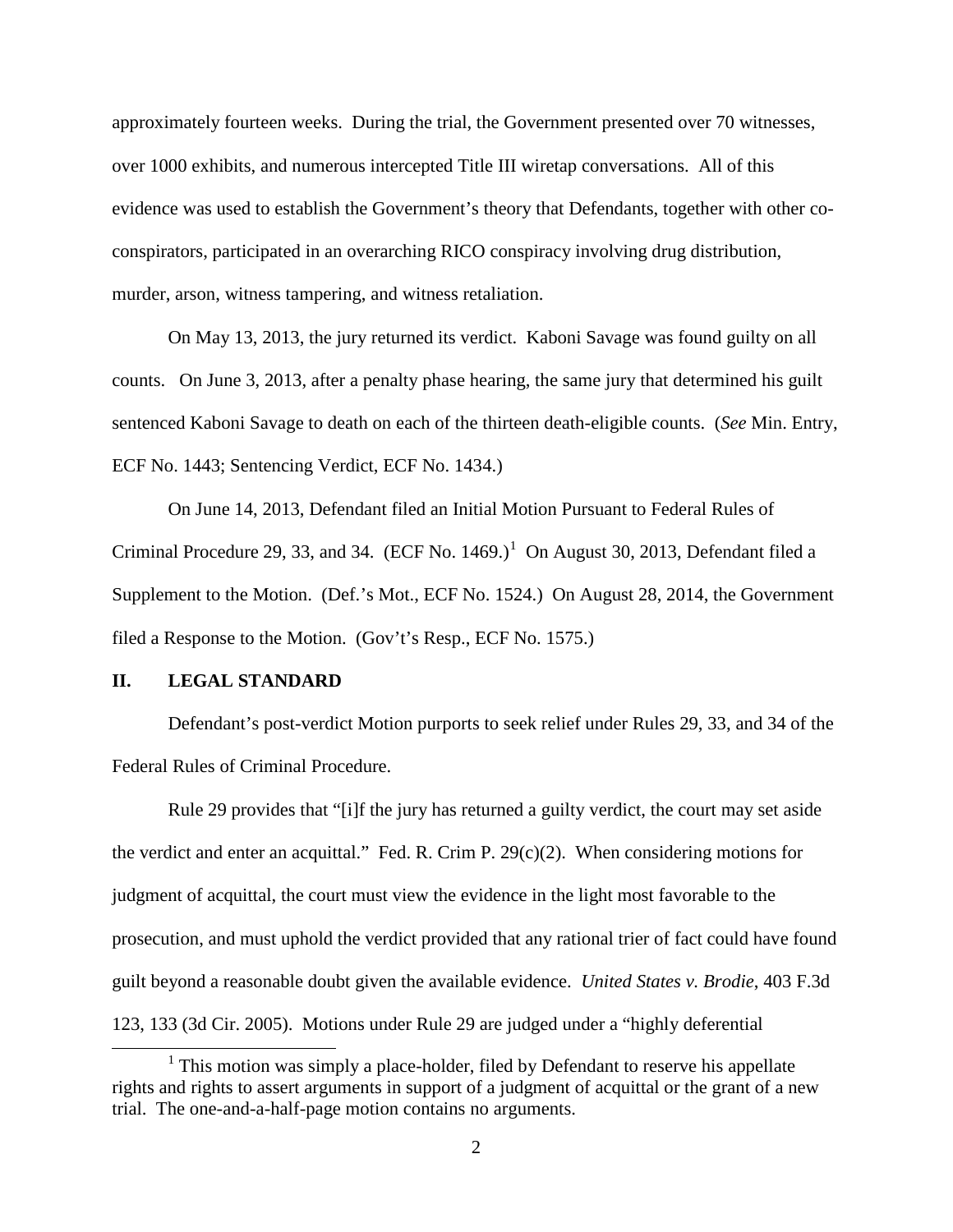approximately fourteen weeks. During the trial, the Government presented over 70 witnesses, over 1000 exhibits, and numerous intercepted Title III wiretap conversations. All of this evidence was used to establish the Government's theory that Defendants, together with other co-conspirators, participated in an overarching RICO conspiracy involving drug distribution, murder, arson, witness tampering, and witness retaliation.

On May 13, 2013, the jury returned its verdict. Kaboni Savage was found guilty on all counts. On June 3, 2013, after a penalty phase hearing, the same jury that determined his guilt sentenced Kaboni Savage to death on each of the thirteen death-eligible counts. (*See* Min. Entry, ECF No. 1443; Sentencing Verdict, ECF No. 1434.)

On June 14, 2013, Defendant filed an Initial Motion Pursuant to Federal Rules of Criminal Procedure 29, 33, and 34. (ECF No. 1469.)[1] On August 30, 2013, Defendant filed a Supplement to the Motion. (Def.'s Mot., ECF No. 1524.) On August 28, 2014, the Government filed a Response to the Motion. (Gov't's Resp., ECF No. 1575.)

## II. LEGAL STANDARD

Defendant's post-verdict Motion purports to seek relief under Rules 29, 33, and 34 of the Federal Rules of Criminal Procedure.

Rule 29 provides that "[i]f the jury has returned a guilty verdict, the court may set aside the verdict and enter an acquittal." Fed. R. Crim P. 29(c)(2). When considering motions for judgment of acquittal, the court must view the evidence in the light most favorable to the prosecution, and must uphold the verdict provided that any rational trier of fact could have found guilt beyond a reasonable doubt given the available evidence. *United States v. Brodie*, 403 F.3d 123, 133 (3d Cir. 2005). Motions under Rule 29 are judged under a "highly deferential

[1] This motion was simply a place-holder, filed by Defendant to reserve his appellate rights and rights to assert arguments in support of a judgment of acquittal or the grant of a new trial. The one-and-a-half-page motion contains no arguments.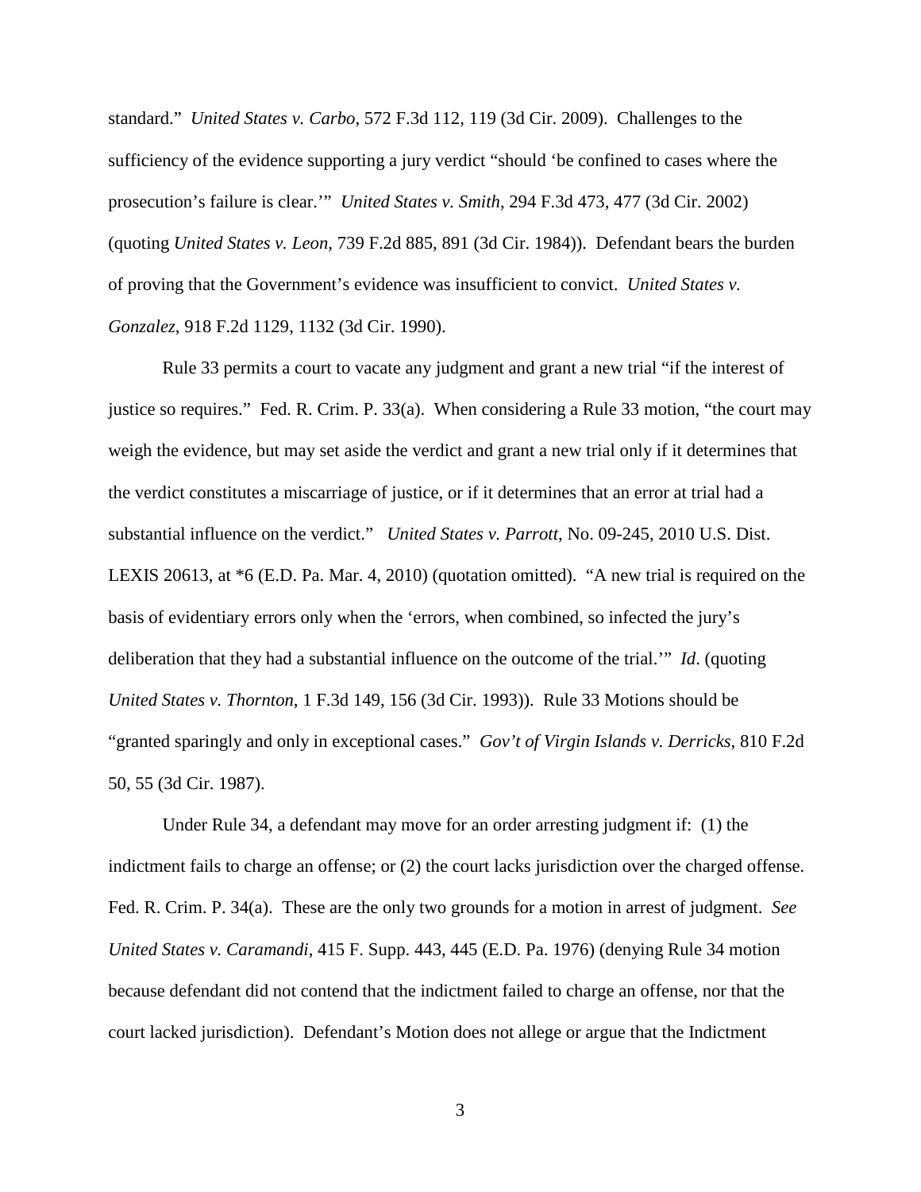standard." *United States v. Carbo*, 572 F.3d 112, 119 (3d Cir. 2009). Challenges to the sufficiency of the evidence supporting a jury verdict "should 'be confined to cases where the prosecution's failure is clear.'" *United States v. Smith*, 294 F.3d 473, 477 (3d Cir. 2002) (quoting *United States v. Leon*, 739 F.2d 885, 891 (3d Cir. 1984)). Defendant bears the burden of proving that the Government's evidence was insufficient to convict. *United States v. Gonzalez*, 918 F.2d 1129, 1132 (3d Cir. 1990).

Rule 33 permits a court to vacate any judgment and grant a new trial "if the interest of justice so requires." Fed. R. Crim. P. 33(a). When considering a Rule 33 motion, "the court may weigh the evidence, but may set aside the verdict and grant a new trial only if it determines that the verdict constitutes a miscarriage of justice, or if it determines that an error at trial had a substantial influence on the verdict." *United States v. Parrott*, No. 09-245, 2010 U.S. Dist. LEXIS 20613, at *6 (E.D. Pa. Mar. 4, 2010) (quotation omitted). "A new trial is required on the basis of evidentiary errors only when the 'errors, when combined, so infected the jury's deliberation that they had a substantial influence on the outcome of the trial.'" *Id*. (quoting *United States v. Thornton*, 1 F.3d 149, 156 (3d Cir. 1993)). Rule 33 Motions should be "granted sparingly and only in exceptional cases." *Gov't of Virgin Islands v. Derricks*, 810 F.2d 50, 55 (3d Cir. 1987).

Under Rule 34, a defendant may move for an order arresting judgment if: (1) the indictment fails to charge an offense; or (2) the court lacks jurisdiction over the charged offense. Fed. R. Crim. P. 34(a). These are the only two grounds for a motion in arrest of judgment. *See United States v. Caramandi*, 415 F. Supp. 443, 445 (E.D. Pa. 1976) (denying Rule 34 motion because defendant did not contend that the indictment failed to charge an offense, nor that the court lacked jurisdiction). Defendant's Motion does not allege or argue that the Indictment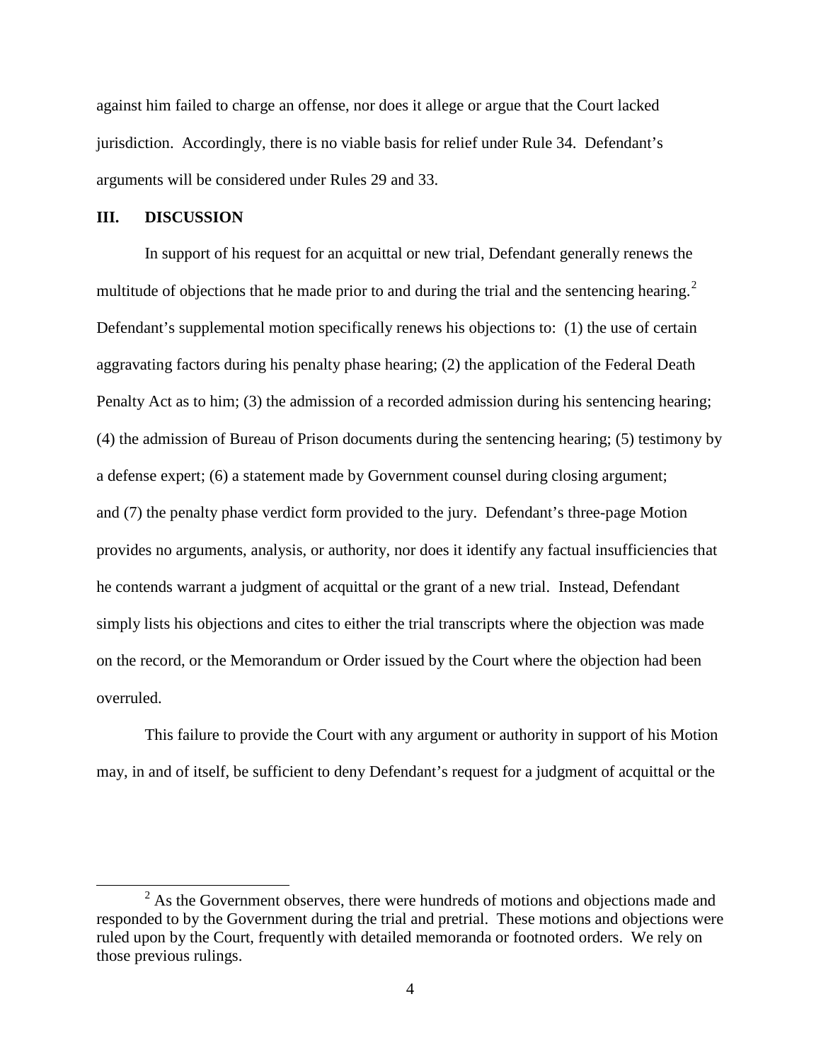against him failed to charge an offense, nor does it allege or argue that the Court lacked jurisdiction. Accordingly, there is no viable basis for relief under Rule 34. Defendant's arguments will be considered under Rules 29 and 33.

## III. DISCUSSION

In support of his request for an acquittal or new trial, Defendant generally renews the multitude of objections that he made prior to and during the trial and the sentencing hearing.[2] Defendant's supplemental motion specifically renews his objections to: (1) the use of certain aggravating factors during his penalty phase hearing; (2) the application of the Federal Death Penalty Act as to him; (3) the admission of a recorded admission during his sentencing hearing; (4) the admission of Bureau of Prison documents during the sentencing hearing; (5) testimony by a defense expert; (6) a statement made by Government counsel during closing argument; and (7) the penalty phase verdict form provided to the jury. Defendant's three-page Motion provides no arguments, analysis, or authority, nor does it identify any factual insufficiencies that he contends warrant a judgment of acquittal or the grant of a new trial. Instead, Defendant simply lists his objections and cites to either the trial transcripts where the objection was made on the record, or the Memorandum or Order issued by the Court where the objection had been overruled.

This failure to provide the Court with any argument or authority in support of his Motion may, in and of itself, be sufficient to deny Defendant's request for a judgment of acquittal or the

[2] As the Government observes, there were hundreds of motions and objections made and responded to by the Government during the trial and pretrial. These motions and objections were ruled upon by the Court, frequently with detailed memoranda or footnoted orders. We rely on those previous rulings.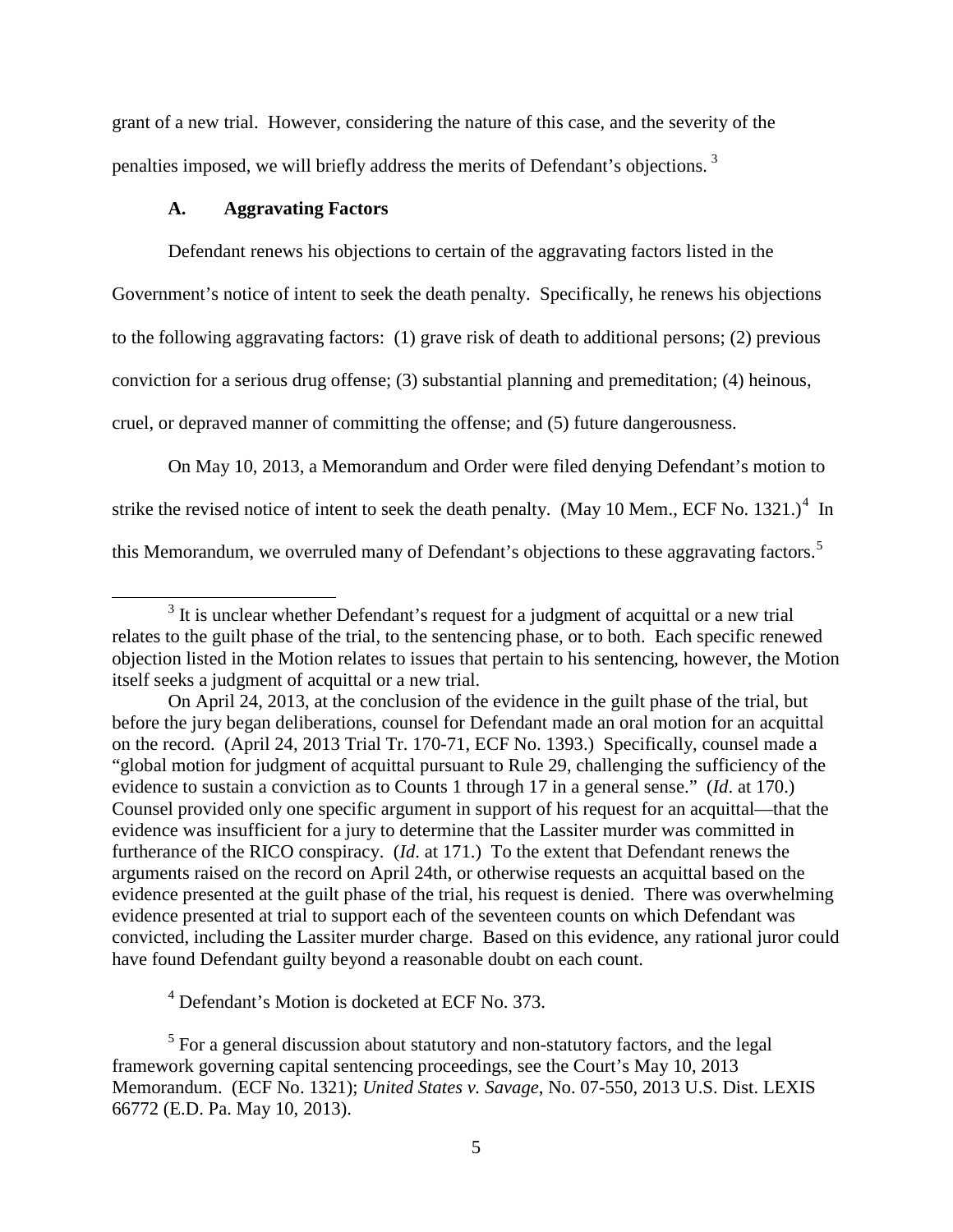grant of a new trial. However, considering the nature of this case, and the severity of the penalties imposed, we will briefly address the merits of Defendant's objections.[3]

### A. Aggravating Factors

Defendant renews his objections to certain of the aggravating factors listed in the Government's notice of intent to seek the death penalty. Specifically, he renews his objections to the following aggravating factors: (1) grave risk of death to additional persons; (2) previous conviction for a serious drug offense; (3) substantial planning and premeditation; (4) heinous, cruel, or depraved manner of committing the offense; and (5) future dangerousness.

On May 10, 2013, a Memorandum and Order were filed denying Defendant's motion to strike the revised notice of intent to seek the death penalty. (May 10 Mem., ECF No. 1321.)[4] In this Memorandum, we overruled many of Defendant's objections to these aggravating factors.[5]

---

[3] It is unclear whether Defendant's request for a judgment of acquittal or a new trial relates to the guilt phase of the trial, to the sentencing phase, or to both. Each specific renewed objection listed in the Motion relates to issues that pertain to his sentencing, however, the Motion itself seeks a judgment of acquittal or a new trial.

On April 24, 2013, at the conclusion of the evidence in the guilt phase of the trial, but before the jury began deliberations, counsel for Defendant made an oral motion for an acquittal on the record. (April 24, 2013 Trial Tr. 170-71, ECF No. 1393.) Specifically, counsel made a "global motion for judgment of acquittal pursuant to Rule 29, challenging the sufficiency of the evidence to sustain a conviction as to Counts 1 through 17 in a general sense." (*Id*. at 170.) Counsel provided only one specific argument in support of his request for an acquittal—that the evidence was insufficient for a jury to determine that the Lassiter murder was committed in furtherance of the RICO conspiracy. (*Id*. at 171.) To the extent that Defendant renews the arguments raised on the record on April 24th, or otherwise requests an acquittal based on the evidence presented at the guilt phase of the trial, his request is denied. There was overwhelming evidence presented at trial to support each of the seventeen counts on which Defendant was convicted, including the Lassiter murder charge. Based on this evidence, any rational juror could have found Defendant guilty beyond a reasonable doubt on each count.

[4] Defendant's Motion is docketed at ECF No. 373.

[5] For a general discussion about statutory and non-statutory factors, and the legal framework governing capital sentencing proceedings, see the Court's May 10, 2013 Memorandum. (ECF No. 1321); *United States v. Savage*, No. 07-550, 2013 U.S. Dist. LEXIS 66772 (E.D. Pa. May 10, 2013).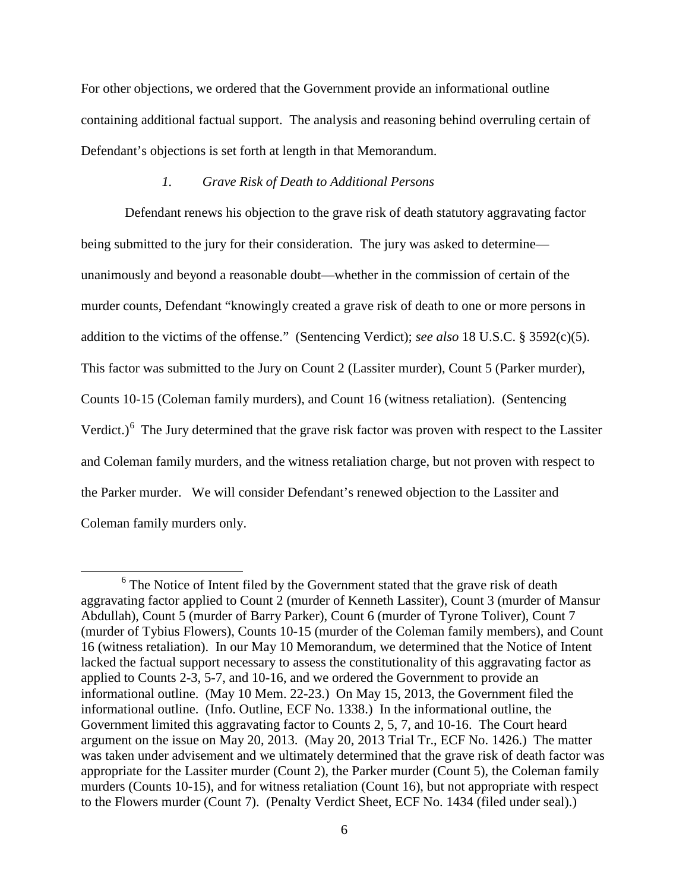For other objections, we ordered that the Government provide an informational outline containing additional factual support. The analysis and reasoning behind overruling certain of Defendant's objections is set forth at length in that Memorandum.

### *1. Grave Risk of Death to Additional Persons*

Defendant renews his objection to the grave risk of death statutory aggravating factor being submitted to the jury for their consideration. The jury was asked to determine—unanimously and beyond a reasonable doubt—whether in the commission of certain of the murder counts, Defendant "knowingly created a grave risk of death to one or more persons in addition to the victims of the offense." (Sentencing Verdict); *see also* 18 U.S.C. § 3592(c)(5). This factor was submitted to the Jury on Count 2 (Lassiter murder), Count 5 (Parker murder), Counts 10-15 (Coleman family murders), and Count 16 (witness retaliation). (Sentencing Verdict.)[6] The Jury determined that the grave risk factor was proven with respect to the Lassiter and Coleman family murders, and the witness retaliation charge, but not proven with respect to the Parker murder. We will consider Defendant's renewed objection to the Lassiter and Coleman family murders only.

[6] The Notice of Intent filed by the Government stated that the grave risk of death aggravating factor applied to Count 2 (murder of Kenneth Lassiter), Count 3 (murder of Mansur Abdullah), Count 5 (murder of Barry Parker), Count 6 (murder of Tyrone Toliver), Count 7 (murder of Tybius Flowers), Counts 10-15 (murder of the Coleman family members), and Count 16 (witness retaliation). In our May 10 Memorandum, we determined that the Notice of Intent lacked the factual support necessary to assess the constitutionality of this aggravating factor as applied to Counts 2-3, 5-7, and 10-16, and we ordered the Government to provide an informational outline. (May 10 Mem. 22-23.) On May 15, 2013, the Government filed the informational outline. (Info. Outline, ECF No. 1338.) In the informational outline, the Government limited this aggravating factor to Counts 2, 5, 7, and 10-16. The Court heard argument on the issue on May 20, 2013. (May 20, 2013 Trial Tr., ECF No. 1426.) The matter was taken under advisement and we ultimately determined that the grave risk of death factor was appropriate for the Lassiter murder (Count 2), the Parker murder (Count 5), the Coleman family murders (Counts 10-15), and for witness retaliation (Count 16), but not appropriate with respect to the Flowers murder (Count 7). (Penalty Verdict Sheet, ECF No. 1434 (filed under seal).)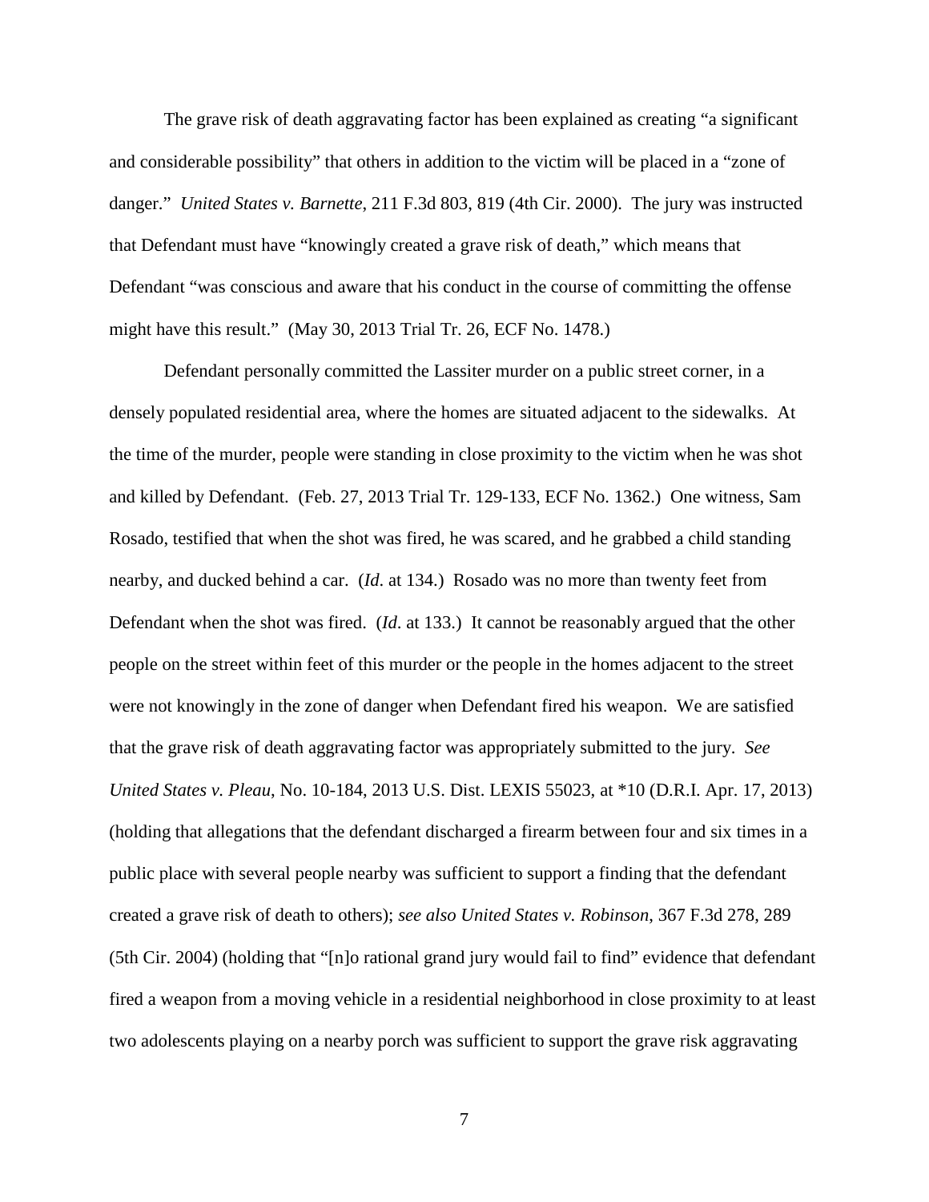The grave risk of death aggravating factor has been explained as creating "a significant and considerable possibility" that others in addition to the victim will be placed in a "zone of danger." *United States v. Barnette*, 211 F.3d 803, 819 (4th Cir. 2000). The jury was instructed that Defendant must have "knowingly created a grave risk of death," which means that Defendant "was conscious and aware that his conduct in the course of committing the offense might have this result." (May 30, 2013 Trial Tr. 26, ECF No. 1478.)

Defendant personally committed the Lassiter murder on a public street corner, in a densely populated residential area, where the homes are situated adjacent to the sidewalks. At the time of the murder, people were standing in close proximity to the victim when he was shot and killed by Defendant. (Feb. 27, 2013 Trial Tr. 129-133, ECF No. 1362.) One witness, Sam Rosado, testified that when the shot was fired, he was scared, and he grabbed a child standing nearby, and ducked behind a car. (*Id*. at 134.) Rosado was no more than twenty feet from Defendant when the shot was fired. (*Id*. at 133.) It cannot be reasonably argued that the other people on the street within feet of this murder or the people in the homes adjacent to the street were not knowingly in the zone of danger when Defendant fired his weapon. We are satisfied that the grave risk of death aggravating factor was appropriately submitted to the jury. *See United States v. Pleau*, No. 10-184, 2013 U.S. Dist. LEXIS 55023, at *10 (D.R.I. Apr. 17, 2013) (holding that allegations that the defendant discharged a firearm between four and six times in a public place with several people nearby was sufficient to support a finding that the defendant created a grave risk of death to others); *see also United States v. Robinson*, 367 F.3d 278, 289 (5th Cir. 2004) (holding that "[n]o rational grand jury would fail to find" evidence that defendant fired a weapon from a moving vehicle in a residential neighborhood in close proximity to at least two adolescents playing on a nearby porch was sufficient to support the grave risk aggravating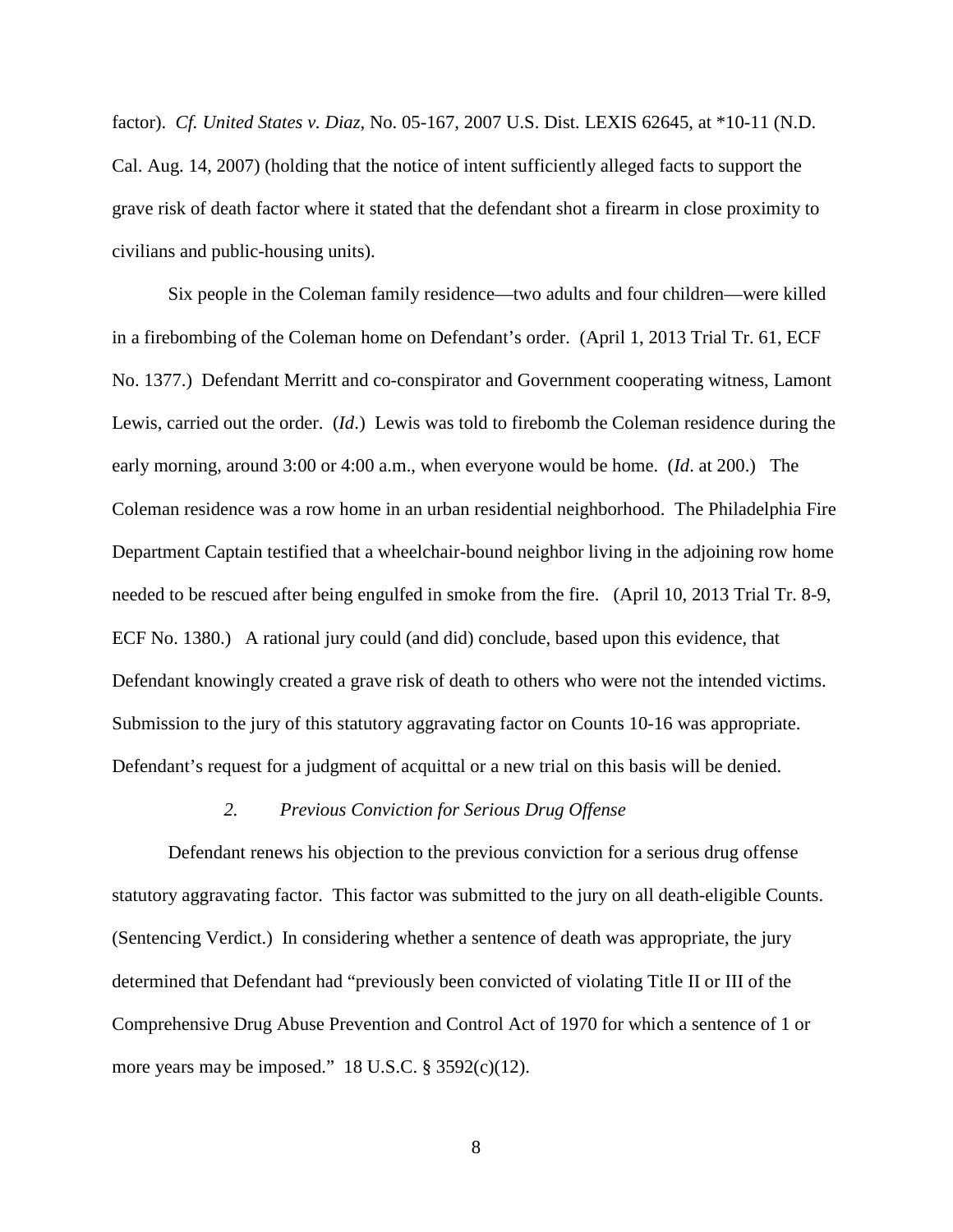factor). *Cf. United States v. Diaz*, No. 05-167, 2007 U.S. Dist. LEXIS 62645, at *10-11 (N.D. Cal. Aug. 14, 2007) (holding that the notice of intent sufficiently alleged facts to support the grave risk of death factor where it stated that the defendant shot a firearm in close proximity to civilians and public-housing units).

Six people in the Coleman family residence—two adults and four children—were killed in a firebombing of the Coleman home on Defendant's order. (April 1, 2013 Trial Tr. 61, ECF No. 1377.) Defendant Merritt and co-conspirator and Government cooperating witness, Lamont Lewis, carried out the order. (*Id*.) Lewis was told to firebomb the Coleman residence during the early morning, around 3:00 or 4:00 a.m., when everyone would be home. (*Id*. at 200.) The Coleman residence was a row home in an urban residential neighborhood. The Philadelphia Fire Department Captain testified that a wheelchair-bound neighbor living in the adjoining row home needed to be rescued after being engulfed in smoke from the fire. (April 10, 2013 Trial Tr. 8-9, ECF No. 1380.) A rational jury could (and did) conclude, based upon this evidence, that Defendant knowingly created a grave risk of death to others who were not the intended victims. Submission to the jury of this statutory aggravating factor on Counts 10-16 was appropriate. Defendant's request for a judgment of acquittal or a new trial on this basis will be denied.

*2. Previous Conviction for Serious Drug Offense*

Defendant renews his objection to the previous conviction for a serious drug offense statutory aggravating factor. This factor was submitted to the jury on all death-eligible Counts. (Sentencing Verdict.) In considering whether a sentence of death was appropriate, the jury determined that Defendant had "previously been convicted of violating Title II or III of the Comprehensive Drug Abuse Prevention and Control Act of 1970 for which a sentence of 1 or more years may be imposed." 18 U.S.C. § 3592(c)(12).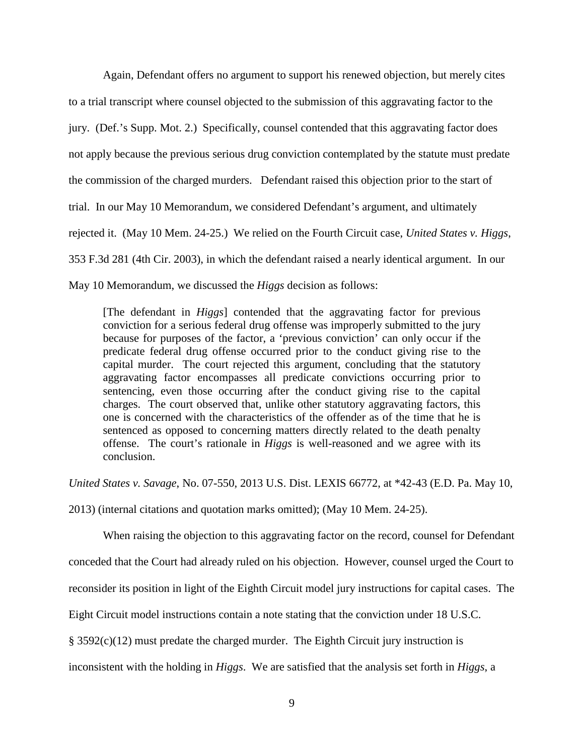Again, Defendant offers no argument to support his renewed objection, but merely cites to a trial transcript where counsel objected to the submission of this aggravating factor to the jury. (Def.'s Supp. Mot. 2.) Specifically, counsel contended that this aggravating factor does not apply because the previous serious drug conviction contemplated by the statute must predate the commission of the charged murders. Defendant raised this objection prior to the start of trial. In our May 10 Memorandum, we considered Defendant's argument, and ultimately rejected it. (May 10 Mem. 24-25.) We relied on the Fourth Circuit case, *United States v. Higgs*, 353 F.3d 281 (4th Cir. 2003), in which the defendant raised a nearly identical argument. In our May 10 Memorandum, we discussed the *Higgs* decision as follows:

> [The defendant in *Higgs*] contended that the aggravating factor for previous conviction for a serious federal drug offense was improperly submitted to the jury because for purposes of the factor, a 'previous conviction' can only occur if the predicate federal drug offense occurred prior to the conduct giving rise to the capital murder. The court rejected this argument, concluding that the statutory aggravating factor encompasses all predicate convictions occurring prior to sentencing, even those occurring after the conduct giving rise to the capital charges. The court observed that, unlike other statutory aggravating factors, this one is concerned with the characteristics of the offender as of the time that he is sentenced as opposed to concerning matters directly related to the death penalty offense. The court's rationale in *Higgs* is well-reasoned and we agree with its conclusion.

*United States v. Savage*, No. 07-550, 2013 U.S. Dist. LEXIS 66772, at *42-43 (E.D. Pa. May 10, 2013) (internal citations and quotation marks omitted); (May 10 Mem. 24-25).

When raising the objection to this aggravating factor on the record, counsel for Defendant conceded that the Court had already ruled on his objection. However, counsel urged the Court to reconsider its position in light of the Eighth Circuit model jury instructions for capital cases. The Eight Circuit model instructions contain a note stating that the conviction under 18 U.S.C. § 3592(c)(12) must predate the charged murder. The Eighth Circuit jury instruction is inconsistent with the holding in *Higgs*. We are satisfied that the analysis set forth in *Higgs*, a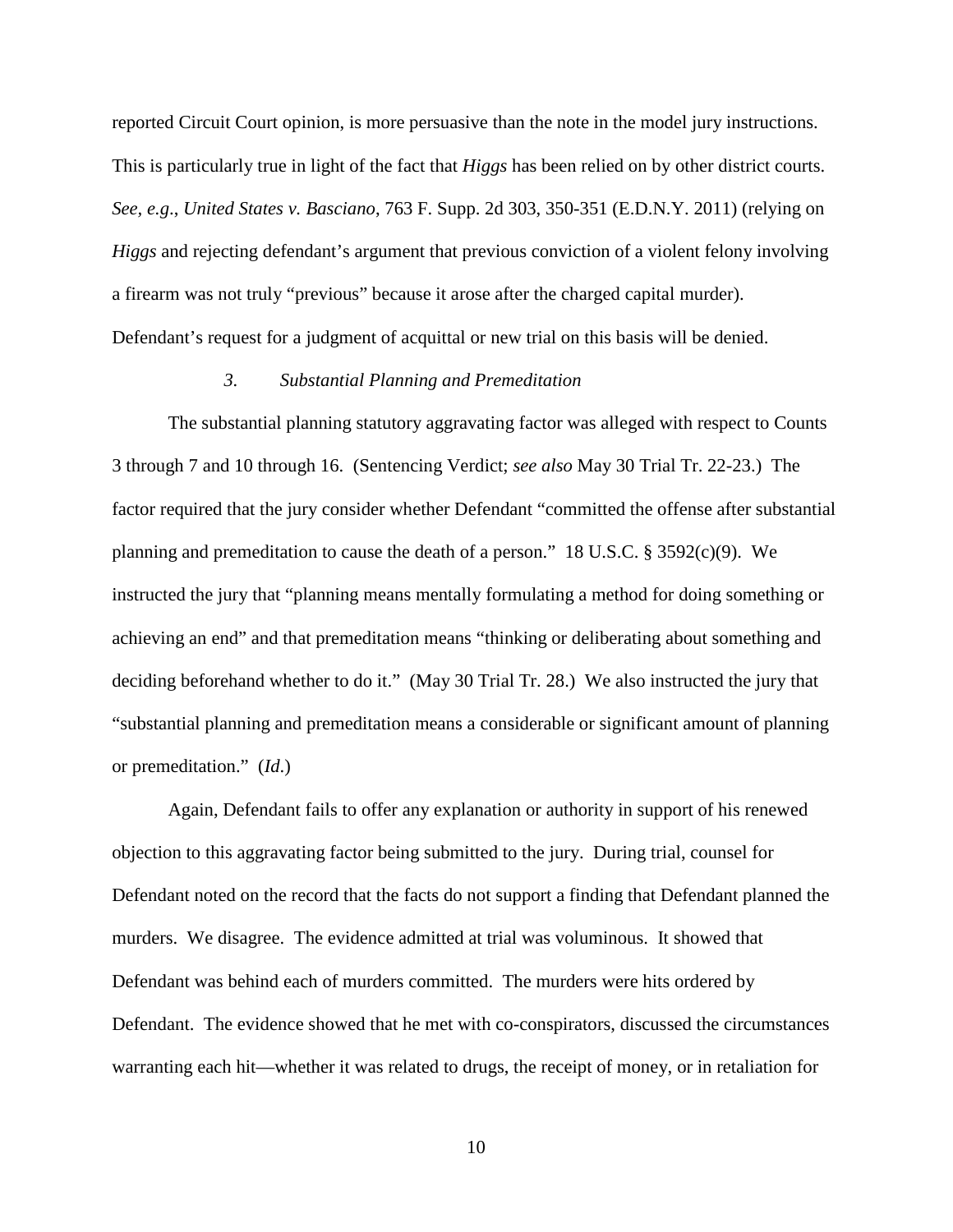reported Circuit Court opinion, is more persuasive than the note in the model jury instructions. This is particularly true in light of the fact that *Higgs* has been relied on by other district courts. *See, e.g.*, *United States v. Basciano*, 763 F. Supp. 2d 303, 350-351 (E.D.N.Y. 2011) (relying on *Higgs* and rejecting defendant's argument that previous conviction of a violent felony involving a firearm was not truly "previous" because it arose after the charged capital murder). Defendant's request for a judgment of acquittal or new trial on this basis will be denied.

### *3. Substantial Planning and Premeditation*

The substantial planning statutory aggravating factor was alleged with respect to Counts 3 through 7 and 10 through 16. (Sentencing Verdict; *see also* May 30 Trial Tr. 22-23.) The factor required that the jury consider whether Defendant "committed the offense after substantial planning and premeditation to cause the death of a person." 18 U.S.C. § 3592(c)(9). We instructed the jury that "planning means mentally formulating a method for doing something or achieving an end" and that premeditation means "thinking or deliberating about something and deciding beforehand whether to do it." (May 30 Trial Tr. 28.) We also instructed the jury that "substantial planning and premeditation means a considerable or significant amount of planning or premeditation." (*Id*.)

Again, Defendant fails to offer any explanation or authority in support of his renewed objection to this aggravating factor being submitted to the jury. During trial, counsel for Defendant noted on the record that the facts do not support a finding that Defendant planned the murders. We disagree. The evidence admitted at trial was voluminous. It showed that Defendant was behind each of murders committed. The murders were hits ordered by Defendant. The evidence showed that he met with co-conspirators, discussed the circumstances warranting each hit—whether it was related to drugs, the receipt of money, or in retaliation for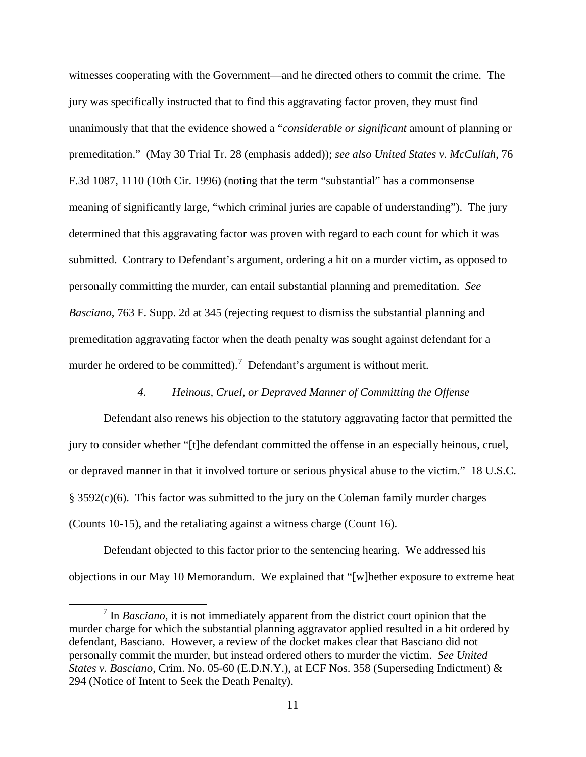witnesses cooperating with the Government—and he directed others to commit the crime. The jury was specifically instructed that to find this aggravating factor proven, they must find unanimously that that the evidence showed a "*considerable or significant* amount of planning or premeditation." (May 30 Trial Tr. 28 (emphasis added)); *see also United States v. McCullah*, 76 F.3d 1087, 1110 (10th Cir. 1996) (noting that the term "substantial" has a commonsense meaning of significantly large, "which criminal juries are capable of understanding"). The jury determined that this aggravating factor was proven with regard to each count for which it was submitted. Contrary to Defendant's argument, ordering a hit on a murder victim, as opposed to personally committing the murder, can entail substantial planning and premeditation. *See Basciano*, 763 F. Supp. 2d at 345 (rejecting request to dismiss the substantial planning and premeditation aggravating factor when the death penalty was sought against defendant for a murder he ordered to be committed).[7] Defendant's argument is without merit.

### *4. Heinous, Cruel, or Depraved Manner of Committing the Offense*

Defendant also renews his objection to the statutory aggravating factor that permitted the jury to consider whether "[t]he defendant committed the offense in an especially heinous, cruel, or depraved manner in that it involved torture or serious physical abuse to the victim." 18 U.S.C. § 3592(c)(6). This factor was submitted to the jury on the Coleman family murder charges (Counts 10-15), and the retaliating against a witness charge (Count 16).

Defendant objected to this factor prior to the sentencing hearing. We addressed his objections in our May 10 Memorandum. We explained that "[w]hether exposure to extreme heat

[7] In *Basciano*, it is not immediately apparent from the district court opinion that the murder charge for which the substantial planning aggravator applied resulted in a hit ordered by defendant, Basciano. However, a review of the docket makes clear that Basciano did not personally commit the murder, but instead ordered others to murder the victim. *See United States v. Basciano*, Crim. No. 05-60 (E.D.N.Y.), at ECF Nos. 358 (Superseding Indictment) & 294 (Notice of Intent to Seek the Death Penalty).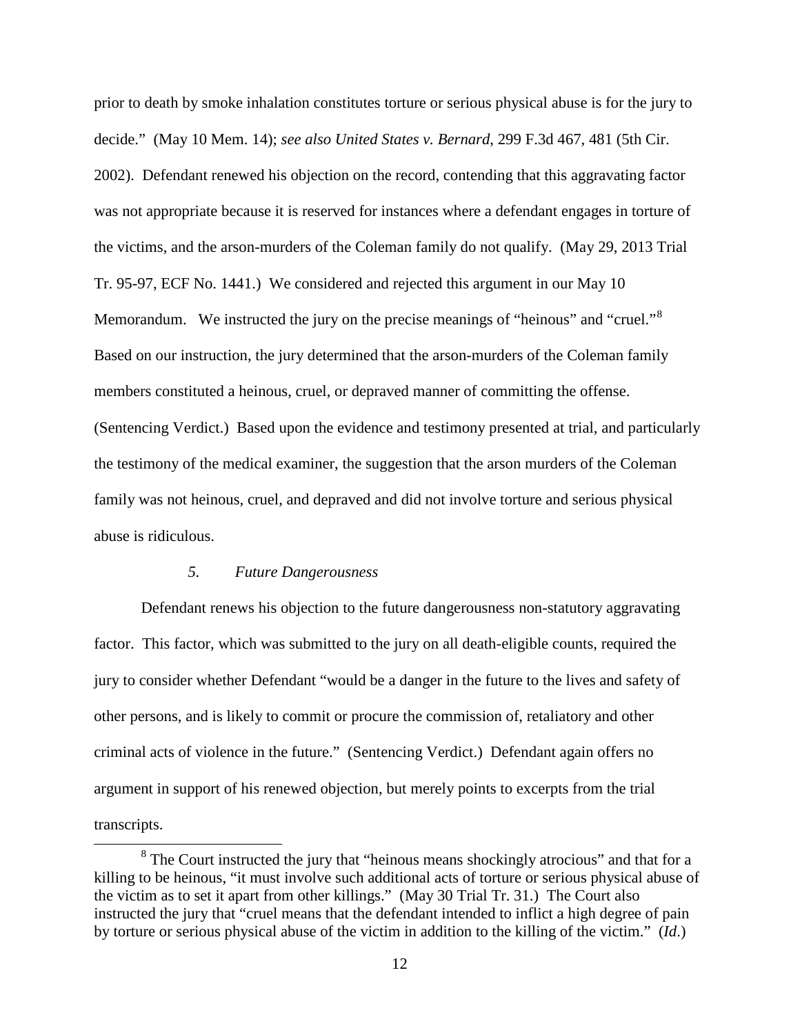prior to death by smoke inhalation constitutes torture or serious physical abuse is for the jury to decide." (May 10 Mem. 14); *see also United States v. Bernard*, 299 F.3d 467, 481 (5th Cir. 2002). Defendant renewed his objection on the record, contending that this aggravating factor was not appropriate because it is reserved for instances where a defendant engages in torture of the victims, and the arson-murders of the Coleman family do not qualify. (May 29, 2013 Trial Tr. 95-97, ECF No. 1441.) We considered and rejected this argument in our May 10 Memorandum. We instructed the jury on the precise meanings of "heinous" and "cruel."[8] Based on our instruction, the jury determined that the arson-murders of the Coleman family members constituted a heinous, cruel, or depraved manner of committing the offense. (Sentencing Verdict.) Based upon the evidence and testimony presented at trial, and particularly the testimony of the medical examiner, the suggestion that the arson murders of the Coleman family was not heinous, cruel, and depraved and did not involve torture and serious physical abuse is ridiculous.

### *5. Future Dangerousness*

Defendant renews his objection to the future dangerousness non-statutory aggravating factor. This factor, which was submitted to the jury on all death-eligible counts, required the jury to consider whether Defendant "would be a danger in the future to the lives and safety of other persons, and is likely to commit or procure the commission of, retaliatory and other criminal acts of violence in the future." (Sentencing Verdict.) Defendant again offers no argument in support of his renewed objection, but merely points to excerpts from the trial transcripts.

---

[8] The Court instructed the jury that "heinous means shockingly atrocious" and that for a killing to be heinous, "it must involve such additional acts of torture or serious physical abuse of the victim as to set it apart from other killings." (May 30 Trial Tr. 31.) The Court also instructed the jury that "cruel means that the defendant intended to inflict a high degree of pain by torture or serious physical abuse of the victim in addition to the killing of the victim." (*Id*.)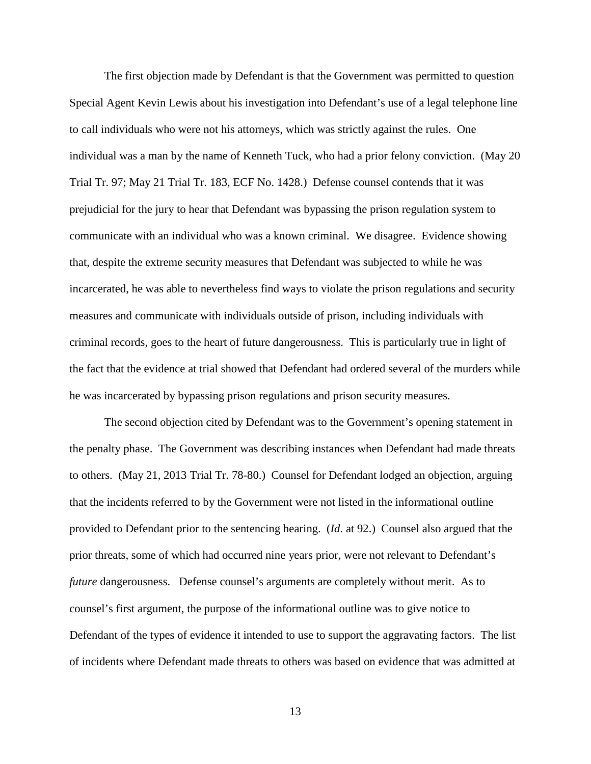The first objection made by Defendant is that the Government was permitted to question Special Agent Kevin Lewis about his investigation into Defendant's use of a legal telephone line to call individuals who were not his attorneys, which was strictly against the rules. One individual was a man by the name of Kenneth Tuck, who had a prior felony conviction. (May 20 Trial Tr. 97; May 21 Trial Tr. 183, ECF No. 1428.) Defense counsel contends that it was prejudicial for the jury to hear that Defendant was bypassing the prison regulation system to communicate with an individual who was a known criminal. We disagree. Evidence showing that, despite the extreme security measures that Defendant was subjected to while he was incarcerated, he was able to nevertheless find ways to violate the prison regulations and security measures and communicate with individuals outside of prison, including individuals with criminal records, goes to the heart of future dangerousness. This is particularly true in light of the fact that the evidence at trial showed that Defendant had ordered several of the murders while he was incarcerated by bypassing prison regulations and prison security measures.

The second objection cited by Defendant was to the Government's opening statement in the penalty phase. The Government was describing instances when Defendant had made threats to others. (May 21, 2013 Trial Tr. 78-80.) Counsel for Defendant lodged an objection, arguing that the incidents referred to by the Government were not listed in the informational outline provided to Defendant prior to the sentencing hearing. (*Id*. at 92.) Counsel also argued that the prior threats, some of which had occurred nine years prior, were not relevant to Defendant's *future* dangerousness. Defense counsel's arguments are completely without merit. As to counsel's first argument, the purpose of the informational outline was to give notice to Defendant of the types of evidence it intended to use to support the aggravating factors. The list of incidents where Defendant made threats to others was based on evidence that was admitted at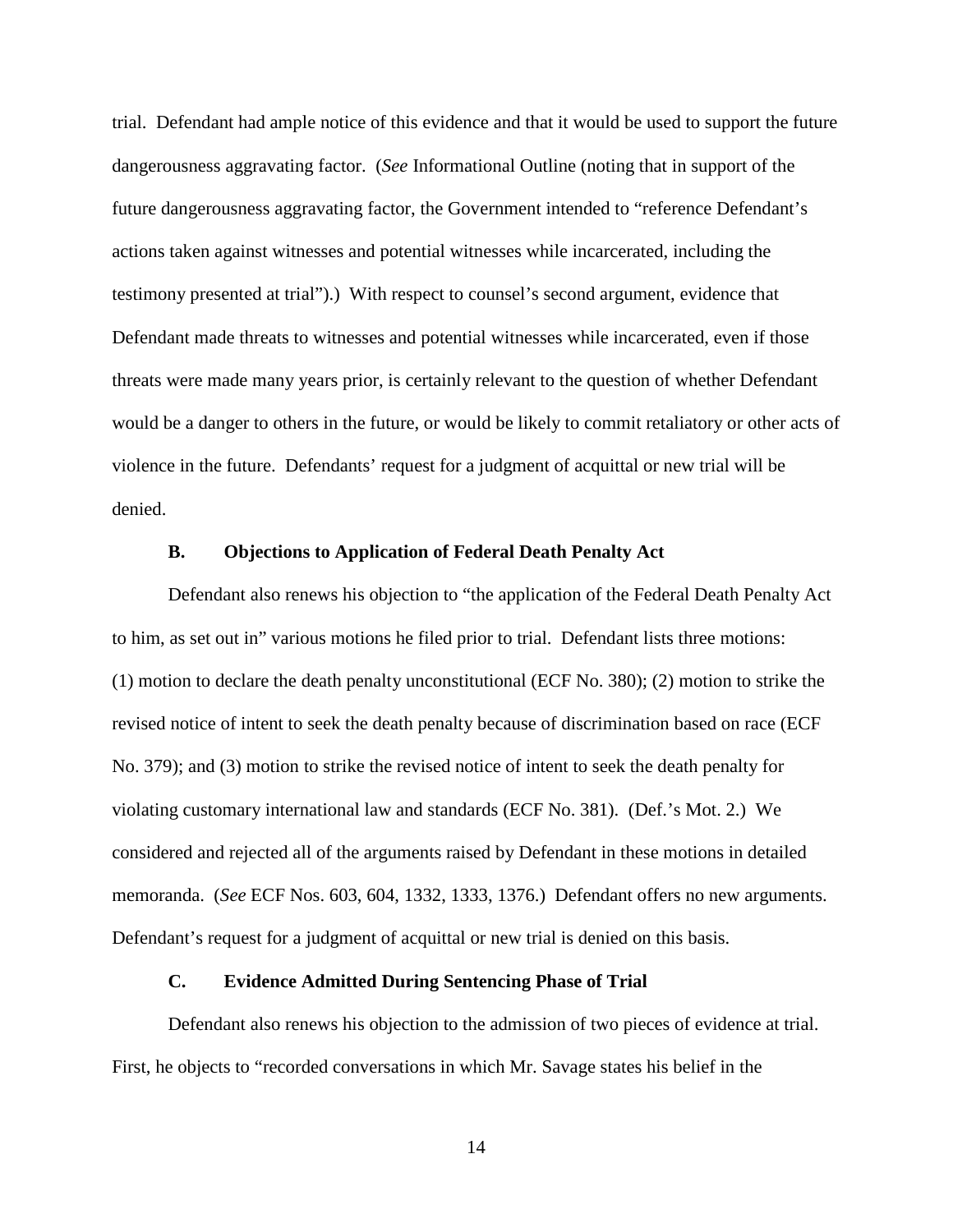trial. Defendant had ample notice of this evidence and that it would be used to support the future dangerousness aggravating factor. (*See* Informational Outline (noting that in support of the future dangerousness aggravating factor, the Government intended to "reference Defendant's actions taken against witnesses and potential witnesses while incarcerated, including the testimony presented at trial").) With respect to counsel's second argument, evidence that Defendant made threats to witnesses and potential witnesses while incarcerated, even if those threats were made many years prior, is certainly relevant to the question of whether Defendant would be a danger to others in the future, or would be likely to commit retaliatory or other acts of violence in the future. Defendants' request for a judgment of acquittal or new trial will be denied.

### B. Objections to Application of Federal Death Penalty Act

Defendant also renews his objection to "the application of the Federal Death Penalty Act to him, as set out in" various motions he filed prior to trial. Defendant lists three motions: (1) motion to declare the death penalty unconstitutional (ECF No. 380); (2) motion to strike the revised notice of intent to seek the death penalty because of discrimination based on race (ECF No. 379); and (3) motion to strike the revised notice of intent to seek the death penalty for violating customary international law and standards (ECF No. 381). (Def.'s Mot. 2.) We considered and rejected all of the arguments raised by Defendant in these motions in detailed memoranda. (*See* ECF Nos. 603, 604, 1332, 1333, 1376.) Defendant offers no new arguments. Defendant's request for a judgment of acquittal or new trial is denied on this basis.

### C. Evidence Admitted During Sentencing Phase of Trial

Defendant also renews his objection to the admission of two pieces of evidence at trial. First, he objects to "recorded conversations in which Mr. Savage states his belief in the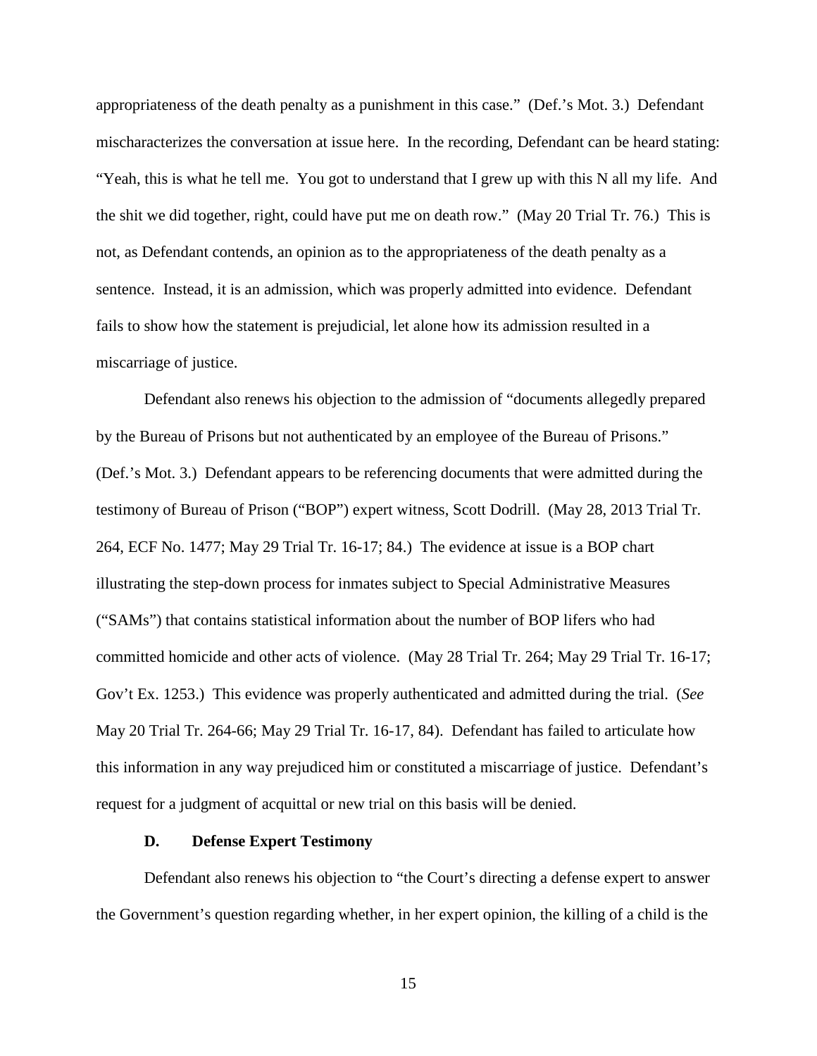appropriateness of the death penalty as a punishment in this case." (Def.'s Mot. 3.) Defendant mischaracterizes the conversation at issue here. In the recording, Defendant can be heard stating: "Yeah, this is what he tell me. You got to understand that I grew up with this N all my life. And the shit we did together, right, could have put me on death row." (May 20 Trial Tr. 76.) This is not, as Defendant contends, an opinion as to the appropriateness of the death penalty as a sentence. Instead, it is an admission, which was properly admitted into evidence. Defendant fails to show how the statement is prejudicial, let alone how its admission resulted in a miscarriage of justice.

Defendant also renews his objection to the admission of "documents allegedly prepared by the Bureau of Prisons but not authenticated by an employee of the Bureau of Prisons." (Def.'s Mot. 3.) Defendant appears to be referencing documents that were admitted during the testimony of Bureau of Prison ("BOP") expert witness, Scott Dodrill. (May 28, 2013 Trial Tr. 264, ECF No. 1477; May 29 Trial Tr. 16-17; 84.) The evidence at issue is a BOP chart illustrating the step-down process for inmates subject to Special Administrative Measures ("SAMs") that contains statistical information about the number of BOP lifers who had committed homicide and other acts of violence. (May 28 Trial Tr. 264; May 29 Trial Tr. 16-17; Gov't Ex. 1253.) This evidence was properly authenticated and admitted during the trial. (*See* May 20 Trial Tr. 264-66; May 29 Trial Tr. 16-17, 84). Defendant has failed to articulate how this information in any way prejudiced him or constituted a miscarriage of justice. Defendant's request for a judgment of acquittal or new trial on this basis will be denied.

### D. Defense Expert Testimony

Defendant also renews his objection to "the Court's directing a defense expert to answer the Government's question regarding whether, in her expert opinion, the killing of a child is the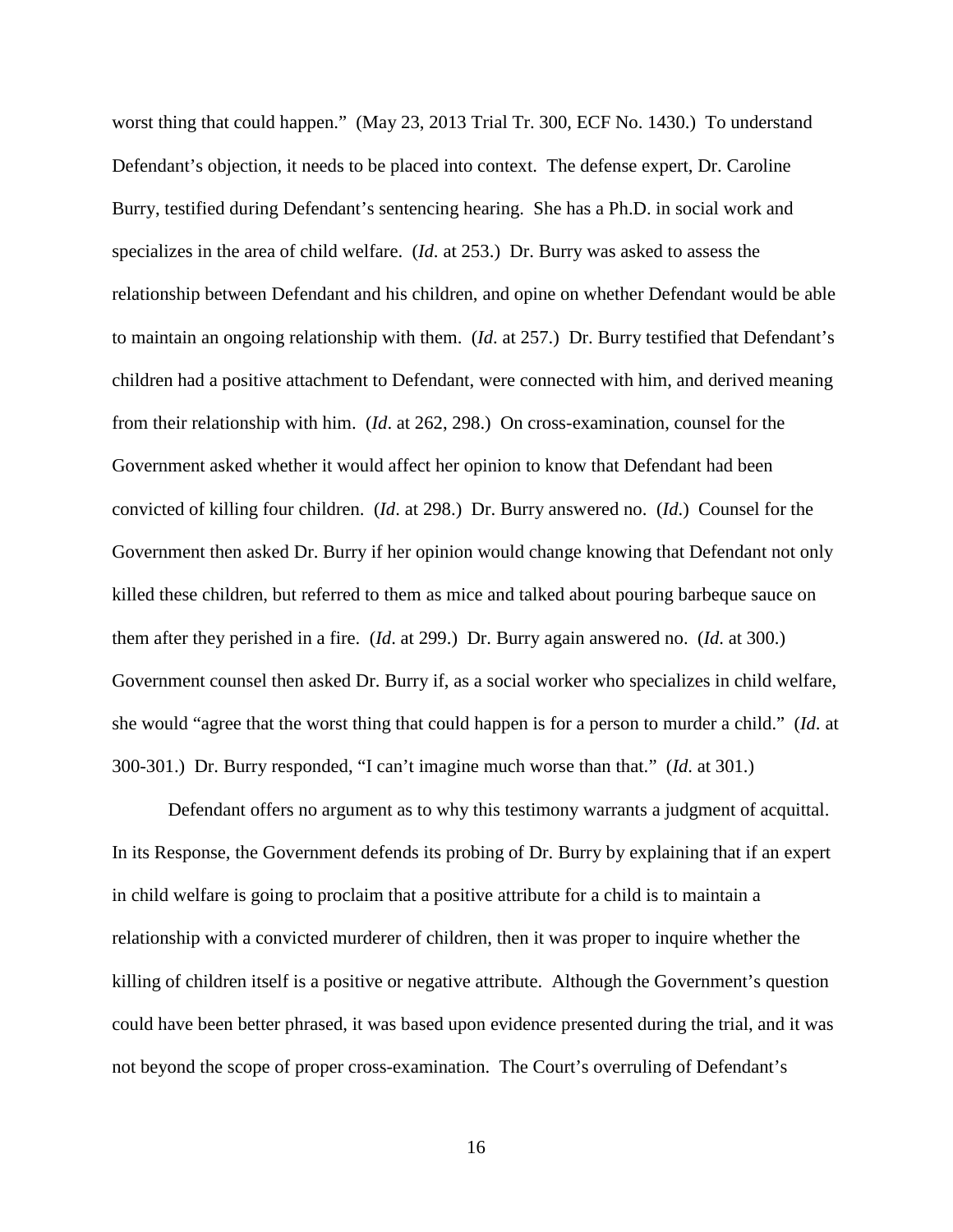worst thing that could happen." (May 23, 2013 Trial Tr. 300, ECF No. 1430.) To understand Defendant's objection, it needs to be placed into context. The defense expert, Dr. Caroline Burry, testified during Defendant's sentencing hearing. She has a Ph.D. in social work and specializes in the area of child welfare. (*Id*. at 253.) Dr. Burry was asked to assess the relationship between Defendant and his children, and opine on whether Defendant would be able to maintain an ongoing relationship with them. (*Id*. at 257.) Dr. Burry testified that Defendant's children had a positive attachment to Defendant, were connected with him, and derived meaning from their relationship with him. (*Id*. at 262, 298.) On cross-examination, counsel for the Government asked whether it would affect her opinion to know that Defendant had been convicted of killing four children. (*Id*. at 298.) Dr. Burry answered no. (*Id*.) Counsel for the Government then asked Dr. Burry if her opinion would change knowing that Defendant not only killed these children, but referred to them as mice and talked about pouring barbeque sauce on them after they perished in a fire. (*Id*. at 299.) Dr. Burry again answered no. (*Id*. at 300.) Government counsel then asked Dr. Burry if, as a social worker who specializes in child welfare, she would "agree that the worst thing that could happen is for a person to murder a child." (*Id*. at 300-301.) Dr. Burry responded, "I can't imagine much worse than that." (*Id*. at 301.)

Defendant offers no argument as to why this testimony warrants a judgment of acquittal. In its Response, the Government defends its probing of Dr. Burry by explaining that if an expert in child welfare is going to proclaim that a positive attribute for a child is to maintain a relationship with a convicted murderer of children, then it was proper to inquire whether the killing of children itself is a positive or negative attribute. Although the Government's question could have been better phrased, it was based upon evidence presented during the trial, and it was not beyond the scope of proper cross-examination. The Court's overruling of Defendant's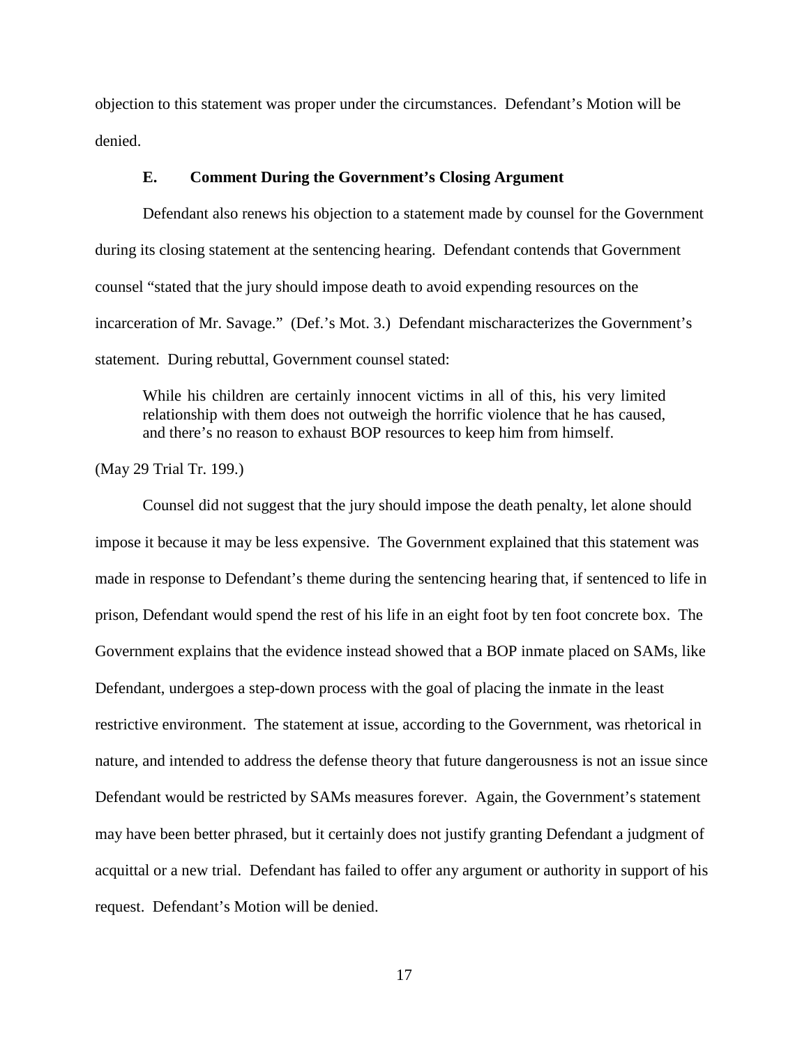objection to this statement was proper under the circumstances. Defendant's Motion will be denied.

### E. Comment During the Government's Closing Argument

Defendant also renews his objection to a statement made by counsel for the Government during its closing statement at the sentencing hearing. Defendant contends that Government counsel "stated that the jury should impose death to avoid expending resources on the incarceration of Mr. Savage." (Def.'s Mot. 3.) Defendant mischaracterizes the Government's statement. During rebuttal, Government counsel stated:

> While his children are certainly innocent victims in all of this, his very limited relationship with them does not outweigh the horrific violence that he has caused, and there's no reason to exhaust BOP resources to keep him from himself.

(May 29 Trial Tr. 199.)

Counsel did not suggest that the jury should impose the death penalty, let alone should impose it because it may be less expensive. The Government explained that this statement was made in response to Defendant's theme during the sentencing hearing that, if sentenced to life in prison, Defendant would spend the rest of his life in an eight foot by ten foot concrete box. The Government explains that the evidence instead showed that a BOP inmate placed on SAMs, like Defendant, undergoes a step-down process with the goal of placing the inmate in the least restrictive environment. The statement at issue, according to the Government, was rhetorical in nature, and intended to address the defense theory that future dangerousness is not an issue since Defendant would be restricted by SAMs measures forever. Again, the Government's statement may have been better phrased, but it certainly does not justify granting Defendant a judgment of acquittal or a new trial. Defendant has failed to offer any argument or authority in support of his request. Defendant's Motion will be denied.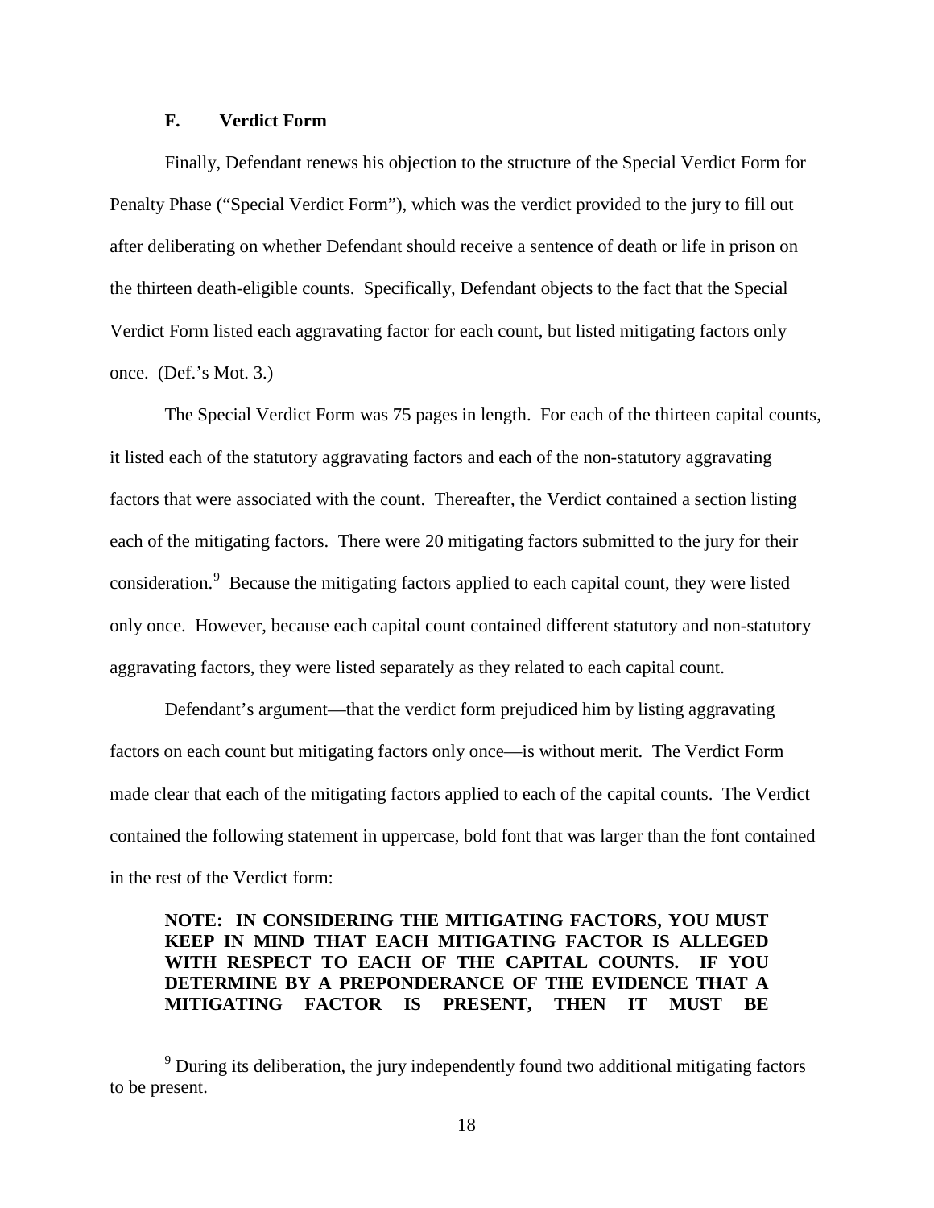### F. Verdict Form

Finally, Defendant renews his objection to the structure of the Special Verdict Form for Penalty Phase ("Special Verdict Form"), which was the verdict provided to the jury to fill out after deliberating on whether Defendant should receive a sentence of death or life in prison on the thirteen death-eligible counts. Specifically, Defendant objects to the fact that the Special Verdict Form listed each aggravating factor for each count, but listed mitigating factors only once. (Def.'s Mot. 3.)

The Special Verdict Form was 75 pages in length. For each of the thirteen capital counts, it listed each of the statutory aggravating factors and each of the non-statutory aggravating factors that were associated with the count. Thereafter, the Verdict contained a section listing each of the mitigating factors. There were 20 mitigating factors submitted to the jury for their consideration.[9] Because the mitigating factors applied to each capital count, they were listed only once. However, because each capital count contained different statutory and non-statutory aggravating factors, they were listed separately as they related to each capital count.

Defendant's argument—that the verdict form prejudiced him by listing aggravating factors on each count but mitigating factors only once—is without merit. The Verdict Form made clear that each of the mitigating factors applied to each of the capital counts. The Verdict contained the following statement in uppercase, bold font that was larger than the font contained in the rest of the Verdict form:

> **NOTE: IN CONSIDERING THE MITIGATING FACTORS, YOU MUST KEEP IN MIND THAT EACH MITIGATING FACTOR IS ALLEGED WITH RESPECT TO EACH OF THE CAPITAL COUNTS. IF YOU DETERMINE BY A PREPONDERANCE OF THE EVIDENCE THAT A MITIGATING FACTOR IS PRESENT, THEN IT MUST BE**

---

[9] During its deliberation, the jury independently found two additional mitigating factors to be present.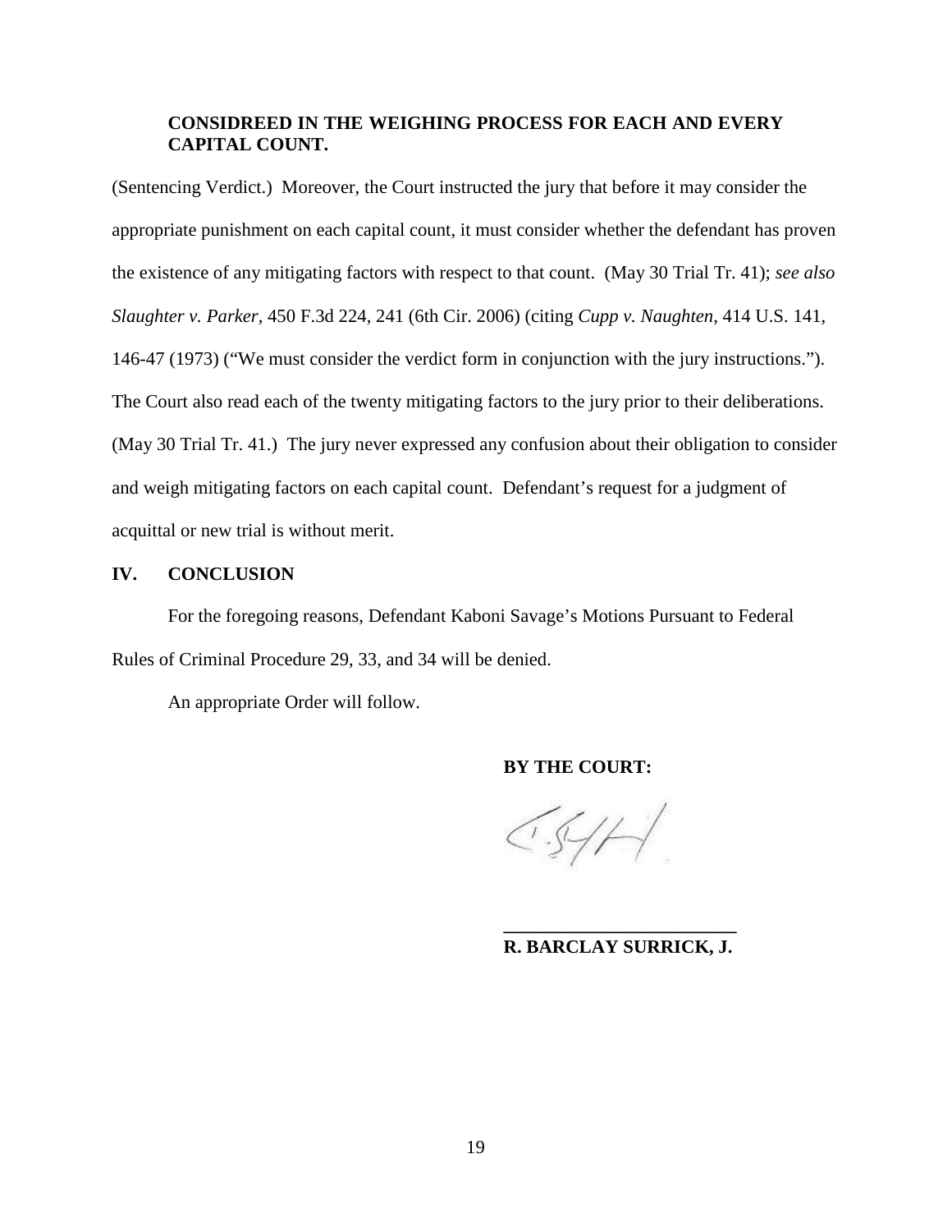**CONSIDREED IN THE WEIGHING PROCESS FOR EACH AND EVERY CAPITAL COUNT.**

(Sentencing Verdict.) Moreover, the Court instructed the jury that before it may consider the appropriate punishment on each capital count, it must consider whether the defendant has proven the existence of any mitigating factors with respect to that count. (May 30 Trial Tr. 41); *see also Slaughter v. Parker*, 450 F.3d 224, 241 (6th Cir. 2006) (citing *Cupp v. Naughten*, 414 U.S. 141, 146-47 (1973) ("We must consider the verdict form in conjunction with the jury instructions."). The Court also read each of the twenty mitigating factors to the jury prior to their deliberations. (May 30 Trial Tr. 41.) The jury never expressed any confusion about their obligation to consider and weigh mitigating factors on each capital count. Defendant's request for a judgment of acquittal or new trial is without merit.

## IV. CONCLUSION

For the foregoing reasons, Defendant Kaboni Savage's Motions Pursuant to Federal Rules of Criminal Procedure 29, 33, and 34 will be denied.

An appropriate Order will follow.

**BY THE COURT:**

**R. BARCLAY SURRICK, J.**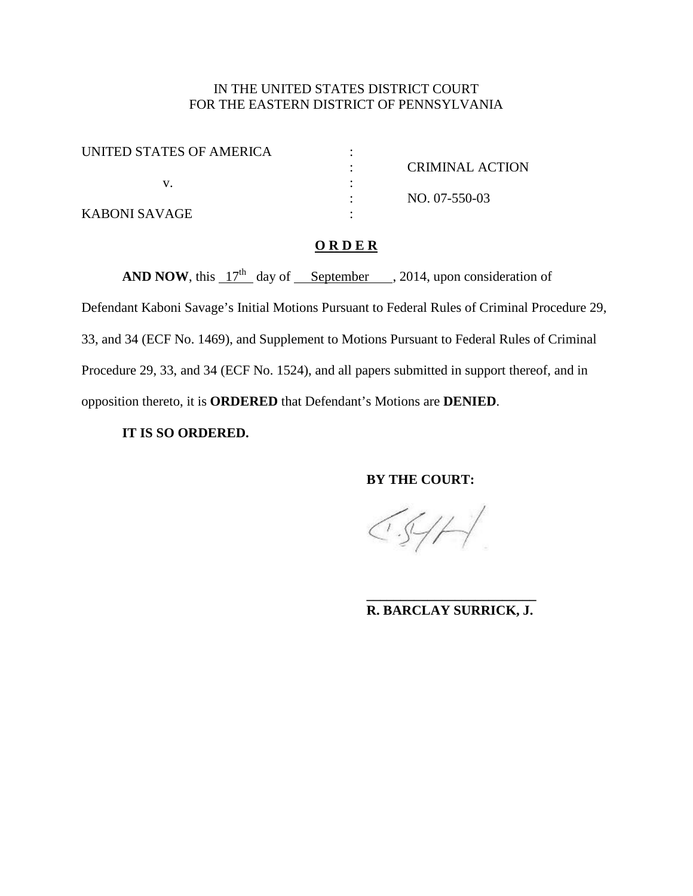IN THE UNITED STATES DISTRICT COURT
FOR THE EASTERN DISTRICT OF PENNSYLVANIA

| | | |
|---|---|---|
| UNITED STATES OF AMERICA | : | |
| | : | CRIMINAL ACTION |
| v. | : | |
| | : | NO. 07-550-03 |
| KABONI SAVAGE | : | |

**O R D E R**

**AND NOW**, this 17th day of September, 2014, upon consideration of Defendant Kaboni Savage's Initial Motions Pursuant to Federal Rules of Criminal Procedure 29, 33, and 34 (ECF No. 1469), and Supplement to Motions Pursuant to Federal Rules of Criminal Procedure 29, 33, and 34 (ECF No. 1524), and all papers submitted in support thereof, and in opposition thereto, it is **ORDERED** that Defendant's Motions are **DENIED**.

**IT IS SO ORDERED.**

**BY THE COURT:**

**R. BARCLAY SURRICK, J.**